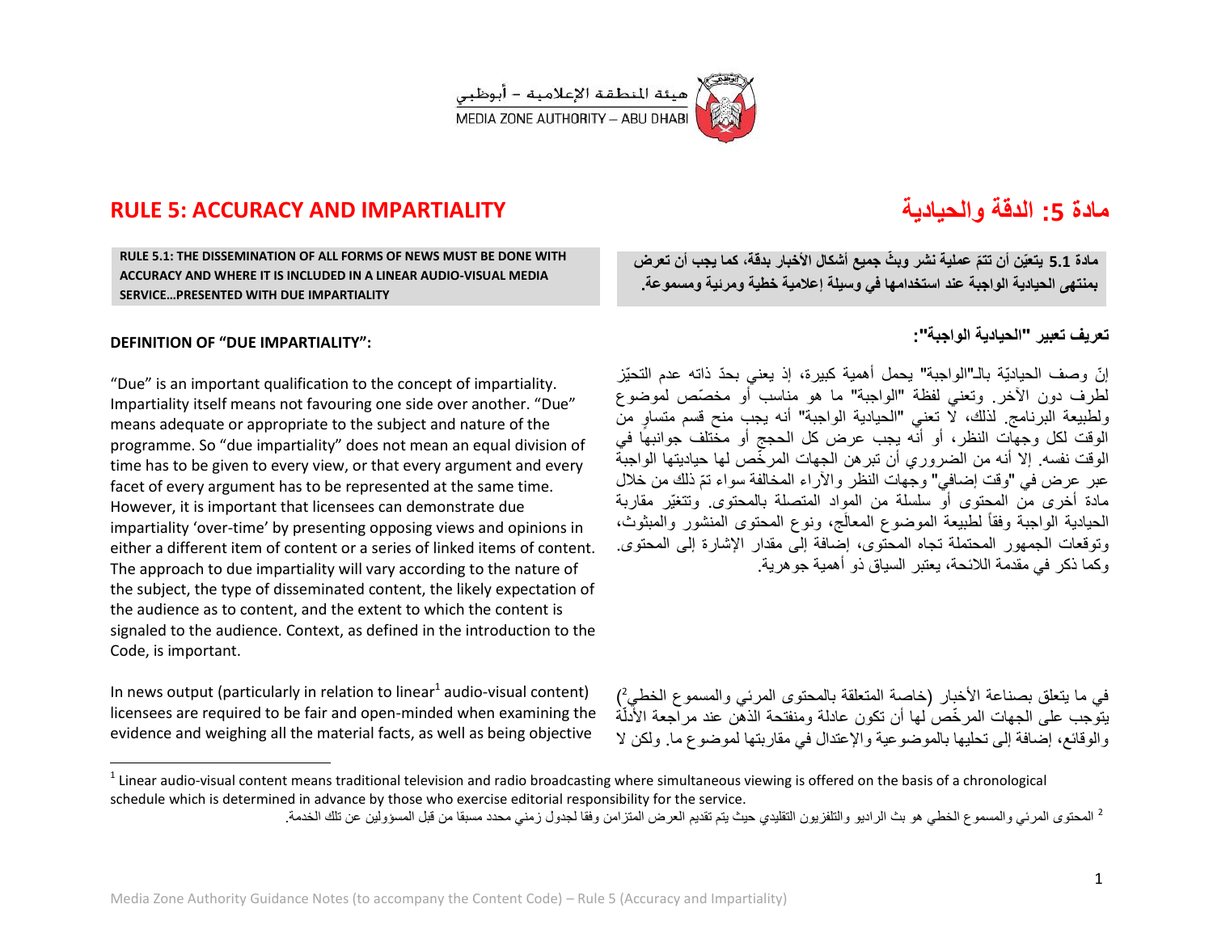هيئة المنطقة الإعلامية – أبوظبي
MEDIA ZONE AUTHORITY – ABU DHABI

# RULE 5: ACCURACY AND IMPARTIALITY

**RULE 5.1: THE DISSEMINATION OF ALL FORMS OF NEWS MUST BE DONE WITH ACCURACY AND WHERE IT IS INCLUDED IN A LINEAR AUDIO-VISUAL MEDIA SERVICE…PRESENTED WITH DUE IMPARTIALITY**

## DEFINITION OF "DUE IMPARTIALITY":

"Due" is an important qualification to the concept of impartiality. Impartiality itself means not favouring one side over another. "Due" means adequate or appropriate to the subject and nature of the programme. So "due impartiality" does not mean an equal division of time has to be given to every view, or that every argument and every facet of every argument has to be represented at the same time. However, it is important that licensees can demonstrate due impartiality 'over-time' by presenting opposing views and opinions in either a different item of content or a series of linked items of content. The approach to due impartiality will vary according to the nature of the subject, the type of disseminated content, the likely expectation of the audience as to content, and the extent to which the content is signaled to the audience. Context, as defined in the introduction to the Code, is important.

In news output (particularly in relation to linear[1] audio-visual content) licensees are required to be fair and open-minded when examining the evidence and weighing all the material facts, as well as being objective

# مادة 5: الدقة والحيادية

**مادة 5.1 يتعيّن أن تتمّ عملية نشر وبثّ جميع أشكال الأخبار بدقة، كما يجب أن تعرض بمنتهى الحيادية الواجبة عند استخدامها في وسيلة إعلامية خطية ومرئية ومسموعة.**

## تعريف تعبير "الحيادية الواجبة":

إنّ وصف الحياديّة بالـ"الواجبة" يحمل أهمية كبيرة، إذ يعني بحدّ ذاته عدم التحيّز لطرف دون الآخر. وتعني لفظة "الواجبة" ما هو مناسب أو مخصّص لموضوع ولطبيعة البرنامج. لذلك، لا تعني "الحيادية الواجبة" أنه يجب منح قسم متساوٍ من الوقت لكل وجهات النظر، أو أنه يجب عرض كل الحجج أو مختلف جوانبها في الوقت نفسه. إلا أنه من الضروري أن تبرهن الجهات المرخّص لها حياديتها الواجبة عبر عرض في "وقت إضافي" وجهات النظر والآراء المخالفة سواء تمّ ذلك من خلال مادة أخرى من المحتوى أو سلسلة من المواد المتصلة بالمحتوى. وتتغيّر مقاربة الحيادية الواجبة وفقاً لطبيعة الموضوع المعالَج، ونوع المحتوى المنشور والمبثوث، وتوقعات الجمهور المحتملة تجاه المحتوى، إضافة إلى مقدار الإشارة إلى المحتوى. وكما ذكر في مقدمة اللائحة، يعتبر السياق ذو أهمية جوهرية.

في ما يتعلق بصناعة الأخبار (خاصة المتعلقة بالمحتوى المرئي والمسموع الخطي[2]) يتوجب على الجهات المرخّص لها أن تكون عادلة ومنفتحة الذهن عند مراجعة الأدلّة والوقائع، إضافة إلى تحليها بالموضوعية والإعتدال في مقاربتها لموضوع ما. ولكن لا

---

[1] Linear audio-visual content means traditional television and radio broadcasting where simultaneous viewing is offered on the basis of a chronological schedule which is determined in advance by those who exercise editorial responsibility for the service.

[2] المحتوى المرئي والمسموع الخطي هو بث الراديو والتلفزيون التقليدي حيث يتم تقديم العرض المتزامن وفقا لجدول زمني محدد مسبقا من قبل المسؤولين عن تلك الخدمة.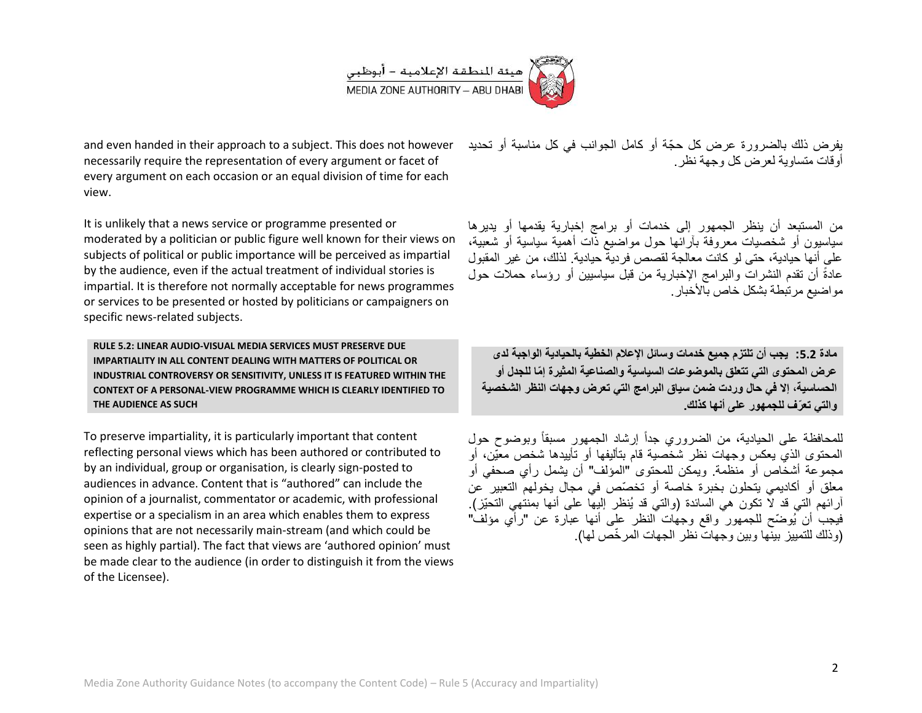and even handed in their approach to a subject. This does not however necessarily require the representation of every argument or facet of every argument on each occasion or an equal division of time for each view.

يفرض ذلك بالضرورة عرض كل حجّة أو كامل الجوانب في كل مناسبة أو تحديد أوقات متساوية لعرض كل وجهة نظر.

It is unlikely that a news service or programme presented or moderated by a politician or public figure well known for their views on subjects of political or public importance will be perceived as impartial by the audience, even if the actual treatment of individual stories is impartial. It is therefore not normally acceptable for news programmes or services to be presented or hosted by politicians or campaigners on specific news-related subjects.

من المستبعد أن ينظر الجمهور إلى خدمات أو برامج إخبارية يقدمها أو يديرها سياسيون أو شخصيات معروفة بآرائها حول مواضيع ذات أهمية سياسية أو شعبية، على أنها حيادية، حتى لو كانت معالجة لقصص فردية حيادية. لذلك، من غير المقبول عادةً أن تقدم النشرات والبرامج الإخبارية من قبل سياسيين أو رؤساء حملات حول مواضيع مرتبطة بشكل خاص بالأخبار.

**RULE 5.2: LINEAR AUDIO-VISUAL MEDIA SERVICES MUST PRESERVE DUE IMPARTIALITY IN ALL CONTENT DEALING WITH MATTERS OF POLITICAL OR INDUSTRIAL CONTROVERSY OR SENSITIVITY, UNLESS IT IS FEATURED WITHIN THE CONTEXT OF A PERSONAL-VIEW PROGRAMME WHICH IS CLEARLY IDENTIFIED TO THE AUDIENCE AS SUCH**

**مادة 5.2: يجب أن تلتزم جميع خدمات وسائل الإعلام الخطية بالحيادية الواجبة لدى عرض المحتوى التي تتعلق بالموضوعات السياسية والصناعية المثيرة إمّا للجدل أو الحساسية، إلا في حال وردت ضمن سياق البرامج التي تعرض وجهات النظر الشخصية والتي تعرّف للجمهور على أنها كذلك.**

To preserve impartiality, it is particularly important that content reflecting personal views which has been authored or contributed to by an individual, group or organisation, is clearly sign-posted to audiences in advance. Content that is "authored" can include the opinion of a journalist, commentator or academic, with professional expertise or a specialism in an area which enables them to express opinions that are not necessarily main-stream (and which could be seen as highly partial). The fact that views are 'authored opinion' must be made clear to the audience (in order to distinguish it from the views of the Licensee).

للمحافظة على الحيادية، من الضروري جداً إرشاد الجمهور مسبقاً وبوضوح حول المحتوى الذي يعكس وجهات نظر شخصية قام بتأليفها أو تأييدها شخص معيّن، أو مجموعة أشخاص أو منظمة. ويمكن للمحتوى "المؤلف" أن يشمل رأي صحفي أو معلق أو أكاديمي يتحلون بخبرة خاصة أو تخصّص في مجال يخولهم التعبير عن آرائهم التي قد لا تكون هي السائدة (والتي قد يُنظر إليها على أنها بمنتهى التحيّز). فيجب أن يُوضّح للجمهور واقع وجهات النظر على أنها عبارة عن "رأي مؤلف" (وذلك للتمييز بينها وبين وجهات نظر الجهات المرخّص لها).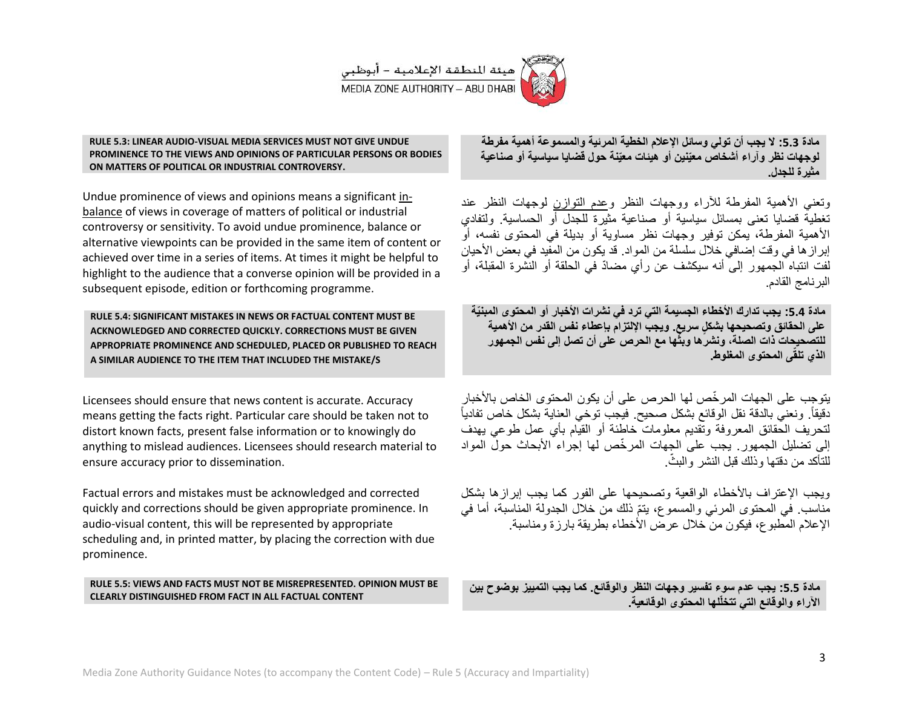هيئة المنطقة الإعلامية – أبوظبي
MEDIA ZONE AUTHORITY – ABU DHABI

**RULE 5.3: LINEAR AUDIO-VISUAL MEDIA SERVICES MUST NOT GIVE UNDUE PROMINENCE TO THE VIEWS AND OPINIONS OF PARTICULAR PERSONS OR BODIES ON MATTERS OF POLITICAL OR INDUSTRIAL CONTROVERSY.**

Undue prominence of views and opinions means a significant in-balance of views in coverage of matters of political or industrial controversy or sensitivity. To avoid undue prominence, balance or alternative viewpoints can be provided in the same item of content or achieved over time in a series of items. At times it might be helpful to highlight to the audience that a converse opinion will be provided in a subsequent episode, edition or forthcoming programme.

**مادة 5.3: لا يجب أن تولي وسائل الإعلام الخطية المرئية والمسموعة أهمية مفرطة لوجهات نظر وآراء أشخاص معيّنين أو هيئات معيّنة حول قضايا سياسية أو صناعية مثيرة للجدل.**

وتعني الأهمية المفرطة للآراء ووجهات النظر وعدم التوازن لوجهات النظر عند تغطية قضايا تعنى بمسائل سياسية أو صناعية مثيرة للجدل أو الحساسية. ولتفادي الأهمية المفرطة، يمكن توفير وجهات نظر مساوية أو بديلة في المحتوى نفسه، أو إبرازها في وقت إضافي خلال سلسلة من المواد. قد يكون من المفيد في بعض الأحيان لفت انتباه الجمهور إلى أنه سيكشف عن رأي مضادّ في الحلقة أو النشرة المقبلة، أو البرنامج القادم.

**RULE 5.4: SIGNIFICANT MISTAKES IN NEWS OR FACTUAL CONTENT MUST BE ACKNOWLEDGED AND CORRECTED QUICKLY. CORRECTIONS MUST BE GIVEN APPROPRIATE PROMINENCE AND SCHEDULED, PLACED OR PUBLISHED TO REACH A SIMILAR AUDIENCE TO THE ITEM THAT INCLUDED THE MISTAKE/S**

Licensees should ensure that news content is accurate. Accuracy means getting the facts right. Particular care should be taken not to distort known facts, present false information or to knowingly do anything to mislead audiences. Licensees should research material to ensure accuracy prior to dissemination.

Factual errors and mistakes must be acknowledged and corrected quickly and corrections should be given appropriate prominence. In audio-visual content, this will be represented by appropriate scheduling and, in printed matter, by placing the correction with due prominence.

**مادة 5.4: يجب تدارك الأخطاء الجسيمة التي ترد في نشرات الأخبار أو المحتوى المبنيّة على الحقائق وتصحيحها بشكلٍ سريع. ويجب الإلتزام بإعطاء نفس القدر من الأهمية للتصحيحات ذات الصلة، ونشرها وبثّها مع الحرص على أن تصل إلى نفس الجمهور الذي تلقّى المحتوى المغلوط.**

يتوجب على الجهات المرخّص لها الحرص على أن يكون المحتوى الخاص بالأخبار دقيقاً. ونعني بالدقة نقل الوقائع بشكل صحيح. فيجب توخي العناية بشكل خاص تفادياً لتحريف الحقائق المعروفة وتقديم معلومات خاطئة أو القيام بأي عمل طوعي يهدف إلى تضليل الجمهور. يجب على الجهات المرخّص لها إجراء الأبحاث حول المواد للتأكد من دقتها وذلك قبل النشر والبثّ.

ويجب الإعتراف بالأخطاء الواقعية وتصحيحها على الفور كما يجب إبرازها بشكل مناسب. في المحتوى المرئي والمسموع، يتمّ ذلك من خلال الجدولة المناسبة، أما في الإعلام المطبوع، فيكون من خلال عرض الأخطاء بطريقة بارزة ومناسبة.

**RULE 5.5: VIEWS AND FACTS MUST NOT BE MISREPRESENTED. OPINION MUST BE CLEARLY DISTINGUISHED FROM FACT IN ALL FACTUAL CONTENT**

**مادة 5.5: يجب عدم سوء تفسير وجهات النظر والوقائع. كما يجب التمييز بوضوح بين الآراء والوقائع التي تتخلّلها المحتوى الوقائعية.**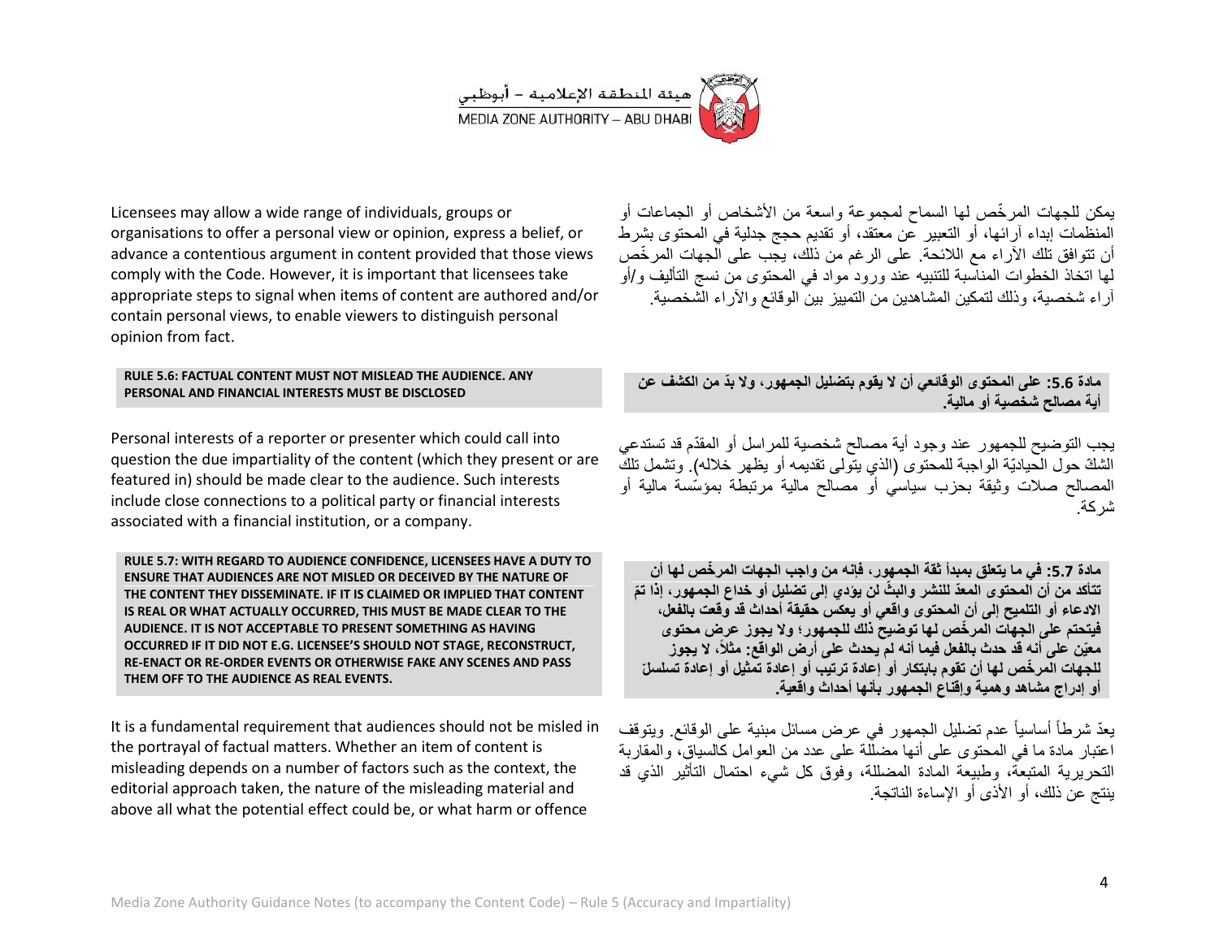Licensees may allow a wide range of individuals, groups or organisations to offer a personal view or opinion, express a belief, or advance a contentious argument in content provided that those views comply with the Code. However, it is important that licensees take appropriate steps to signal when items of content are authored and/or contain personal views, to enable viewers to distinguish personal opinion from fact.

يمكن للجهات المرخّص لها السماح لمجموعة واسعة من الأشخاص أو الجماعات أو المنظمات إبداء آرائها، أو التعبير عن معتقد، أو تقديم حجج جدلية في المحتوى بشرط أن تتوافق تلك الآراء مع اللائحة. على الرغم من ذلك، يجب على الجهات المرخّص لها اتخاذ الخطوات المناسبة للتنبيه عند ورود مواد في المحتوى من نسج التأليف و/أو آراء شخصية، وذلك لتمكين المشاهدين من التمييز بين الوقائع والآراء الشخصية.

**RULE 5.6: FACTUAL CONTENT MUST NOT MISLEAD THE AUDIENCE. ANY PERSONAL AND FINANCIAL INTERESTS MUST BE DISCLOSED**

**مادة 5.6: على المحتوى الوقائعي أن لا يقوم بتضليل الجمهور، ولا بدّ من الكشف عن أية مصالح شخصية أو مالية.**

Personal interests of a reporter or presenter which could call into question the due impartiality of the content (which they present or are featured in) should be made clear to the audience. Such interests include close connections to a political party or financial interests associated with a financial institution, or a company.

يجب التوضيح للجمهور عند وجود أية مصالح شخصية للمراسل أو المقدّم قد تستدعي الشكّ حول الحياديّة الواجبة للمحتوى (الذي يتولى تقديمه أو يظهر خلاله). وتشمل تلك المصالح صلات وثيقة بحزب سياسي أو مصالح مالية مرتبطة بمؤسّسة مالية أو شركة.

**RULE 5.7: WITH REGARD TO AUDIENCE CONFIDENCE, LICENSEES HAVE A DUTY TO ENSURE THAT AUDIENCES ARE NOT MISLED OR DECEIVED BY THE NATURE OF THE CONTENT THEY DISSEMINATE. IF IT IS CLAIMED OR IMPLIED THAT CONTENT IS REAL OR WHAT ACTUALLY OCCURRED, THIS MUST BE MADE CLEAR TO THE AUDIENCE. IT IS NOT ACCEPTABLE TO PRESENT SOMETHING AS HAVING OCCURRED IF IT DID NOT E.G. LICENSEE'S SHOULD NOT STAGE, RECONSTRUCT, RE-ENACT OR RE-ORDER EVENTS OR OTHERWISE FAKE ANY SCENES AND PASS THEM OFF TO THE AUDIENCE AS REAL EVENTS.**

**مادة 5.7: في ما يتعلق بمبدأ ثقة الجمهور، فإنه من واجب الجهات المرخّص لها أن تتأكد من أن المحتوى المعدّ للنشر والبثّ لن يؤدي إلى تضليل أو خداع الجمهور. إذا تمّ الادعاء أو التلميح إلى أن المحتوى واقعي أو يعكس حقيقة أحداث قد وقعت بالفعل، فيتحتم على الجهات المرخّص لها توضيح ذلك للجمهور؛ ولا يجوز عرض محتوى معيّن على أنه قد حدث بالفعل فيما أنه لم يحدث على أرض الواقع: مثلاً، لا يجوز للجهات المرخّص لها أن تقوم بابتكار أو إعادة ترتيب أو إعادة تمثيل أو إعادة تسلسل أو إدراج مشاهد وهمية وإقناع الجمهور بأنها أحداث واقعية.**

It is a fundamental requirement that audiences should not be misled in the portrayal of factual matters. Whether an item of content is misleading depends on a number of factors such as the context, the editorial approach taken, the nature of the misleading material and above all what the potential effect could be, or what harm or offence

يعدّ شرطاً أساسياً عدم تضليل الجمهور في عرض مسائل مبنية على الوقائع. ويتوقف اعتبار مادة ما في المحتوى على أنها مضلّلة على عدد من العوامل كالسياق، والمقاربة التحريرية المتبعة، وطبيعة المادة المضللة، وفوق كل شيء احتمال التأثير الذي قد ينتج عن ذلك، أو الأذى أو الإساءة الناتجة.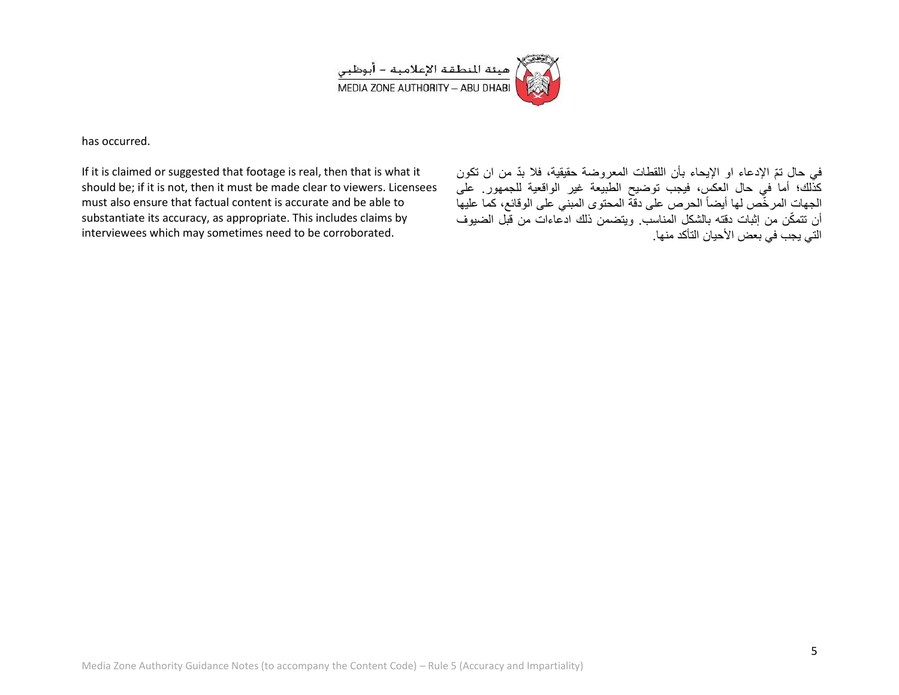has occurred.

If it is claimed or suggested that footage is real, then that is what it should be; if it is not, then it must be made clear to viewers. Licensees must also ensure that factual content is accurate and be able to substantiate its accuracy, as appropriate. This includes claims by interviewees which may sometimes need to be corroborated.

في حال تمّ الإدعاء او الإيحاء بأن اللقطات المعروضة حقيقية، فلا بدّ من ان تكون كذلك؛ أما في حال العكس، فيجب توضيح الطبيعة غير الواقعية للجمهور. على الجهات المرخّص لها أيضاً الحرص على دقة المحتوى المبني على الوقائع، كما عليها أن تتمكّن من إثبات دقته بالشكل المناسب. ويتضمن ذلك ادعاءات من قبل الضيوف التي يجب في بعض الأحيان التأكد منها.